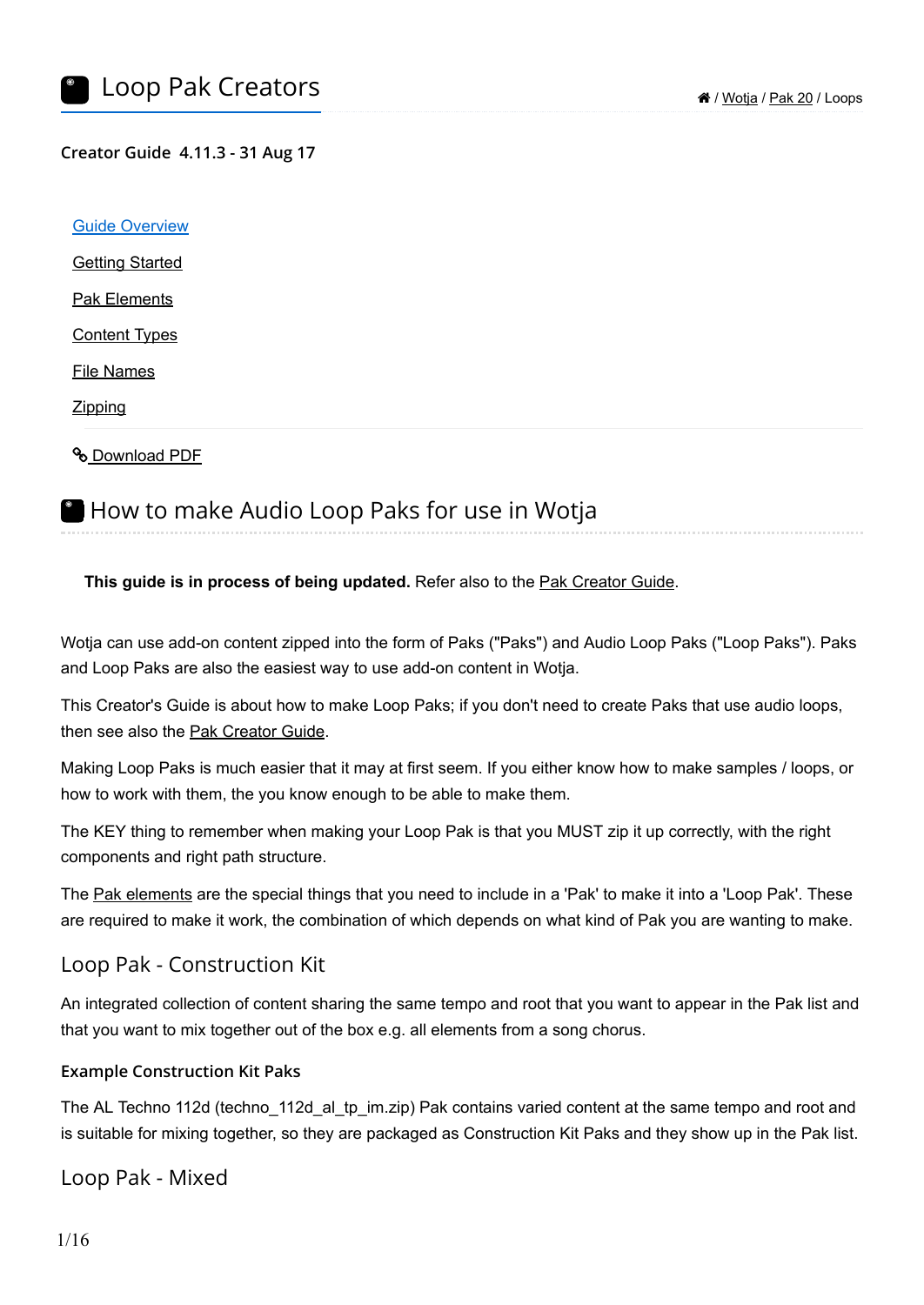# Loop Pak Creators

🏠 / Wotja / Pak 20 / Loops

**Creator Guide 4.11.3 - 31 Aug 17**

- Guide Overview
- Getting Started
- Pak Elements
- Content Types
- File Names
- Zipping

Download PDF

## How to make Audio Loop Paks for use in Wotja

**This guide is in process of being updated.** Refer also to the Pak Creator Guide.

Wotja can use add-on content zipped into the form of Paks ("Paks") and Audio Loop Paks ("Loop Paks"). Paks and Loop Paks are also the easiest way to use add-on content in Wotja.

This Creator's Guide is about how to make Loop Paks; if you don't need to create Paks that use audio loops, then see also the Pak Creator Guide.

Making Loop Paks is much easier that it may at first seem. If you either know how to make samples / loops, or how to work with them, the you know enough to be able to make them.

The KEY thing to remember when making your Loop Pak is that you MUST zip it up correctly, with the right components and right path structure.

The Pak elements are the special things that you need to include in a 'Pak' to make it into a 'Loop Pak'. These are required to make it work, the combination of which depends on what kind of Pak you are wanting to make.

### Loop Pak - Construction Kit

An integrated collection of content sharing the same tempo and root that you want to appear in the Pak list and that you want to mix together out of the box e.g. all elements from a song chorus.

#### Example Construction Kit Paks

The AL Techno 112d (techno_112d_al_tp_im.zip) Pak contains varied content at the same tempo and root and is suitable for mixing together, so they are packaged as Construction Kit Paks and they show up in the Pak list.

### Loop Pak - Mixed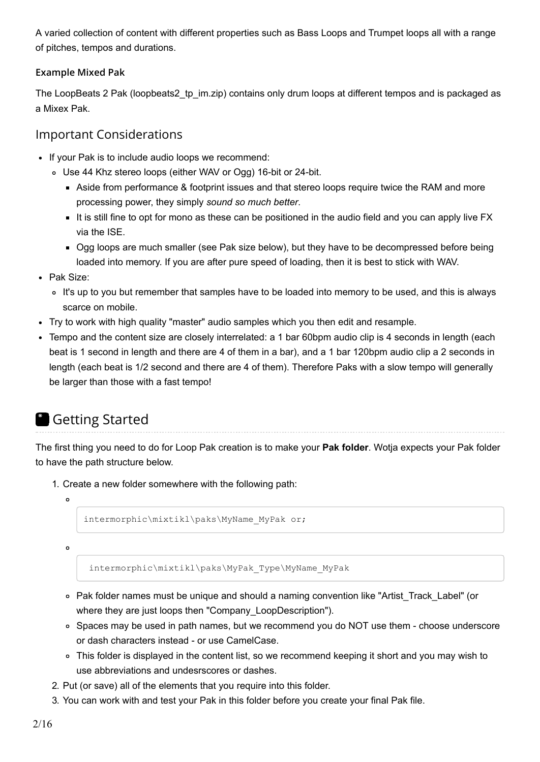A varied collection of content with different properties such as Bass Loops and Trumpet loops all with a range of pitches, tempos and durations.

#### Example Mixed Pak

The LoopBeats 2 Pak (loopbeats2_tp_im.zip) contains only drum loops at different tempos and is packaged as a Mixex Pak.

### Important Considerations

- If your Pak is to include audio loops we recommend:
  - Use 44 Khz stereo loops (either WAV or Ogg) 16-bit or 24-bit.
    - Aside from performance & footprint issues and that stereo loops require twice the RAM and more processing power, they simply *sound so much better*.
    - It is still fine to opt for mono as these can be positioned in the audio field and you can apply live FX via the ISE.
    - Ogg loops are much smaller (see Pak size below), but they have to be decompressed before being loaded into memory. If you are after pure speed of loading, then it is best to stick with WAV.
- Pak Size:
  - It's up to you but remember that samples have to be loaded into memory to be used, and this is always scarce on mobile.
- Try to work with high quality "master" audio samples which you then edit and resample.
- Tempo and the content size are closely interrelated: a 1 bar 60bpm audio clip is 4 seconds in length (each beat is 1 second in length and there are 4 of them in a bar), and a 1 bar 120bpm audio clip a 2 seconds in length (each beat is 1/2 second and there are 4 of them). Therefore Paks with a slow tempo will generally be larger than those with a fast tempo!

## Getting Started

The first thing you need to do for Loop Pak creation is to make your **Pak folder**. Wotja expects your Pak folder to have the path structure below.

1. Create a new folder somewhere with the following path:
   - ```
     intermorphic\mixtikl\paks\MyName_MyPak or;
     ```
   - ```
      intermorphic\mixtikl\paks\MyPak_Type\MyName_MyPak
     ```
   - Pak folder names must be unique and should a naming convention like "Artist_Track_Label" (or where they are just loops then "Company_LoopDescription").
   - Spaces may be used in path names, but we recommend you do NOT use them - choose underscore or dash characters instead - or use CamelCase.
   - This folder is displayed in the content list, so we recommend keeping it short and you may wish to use abbreviations and undesrscores or dashes.
2. Put (or save) all of the elements that you require into this folder.
3. You can work with and test your Pak in this folder before you create your final Pak file.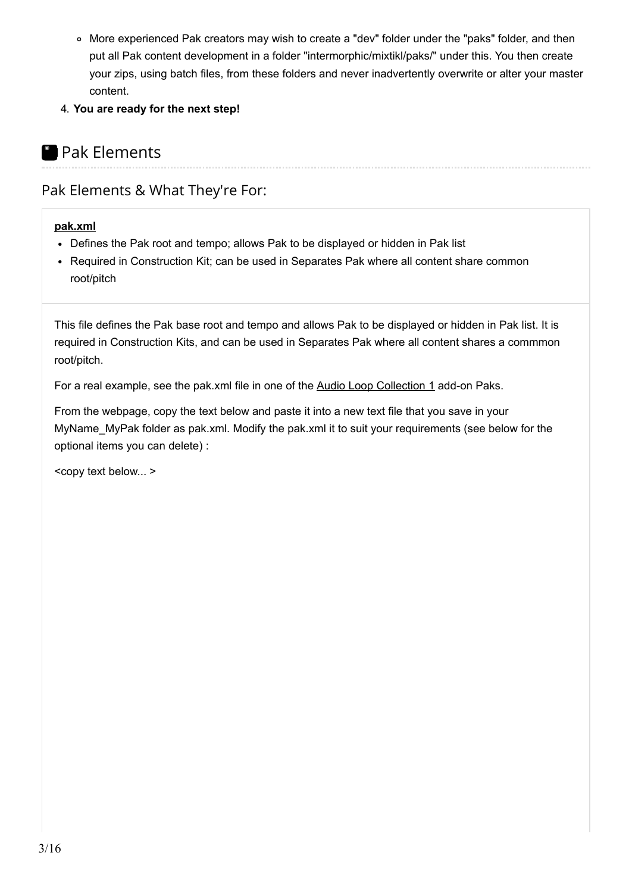- More experienced Pak creators may wish to create a "dev" folder under the "paks" folder, and then put all Pak content development in a folder "intermorphic/mixtikl/paks/" under this. You then create your zips, using batch files, from these folders and never inadvertently overwrite or alter your master content.
4. **You are ready for the next step!**

## Pak Elements

### Pak Elements & What They're For:

**pak.xml**

- Defines the Pak root and tempo; allows Pak to be displayed or hidden in Pak list
- Required in Construction Kit; can be used in Separates Pak where all content share common root/pitch

This file defines the Pak base root and tempo and allows Pak to be displayed or hidden in Pak list. It is required in Construction Kits, and can be used in Separates Pak where all content shares a commmon root/pitch.

For a real example, see the pak.xml file in one of the Audio Loop Collection 1 add-on Paks.

From the webpage, copy the text below and paste it into a new text file that you save in your MyName_MyPak folder as pak.xml. Modify the pak.xml it to suit your requirements (see below for the optional items you can delete) :

<copy text below... >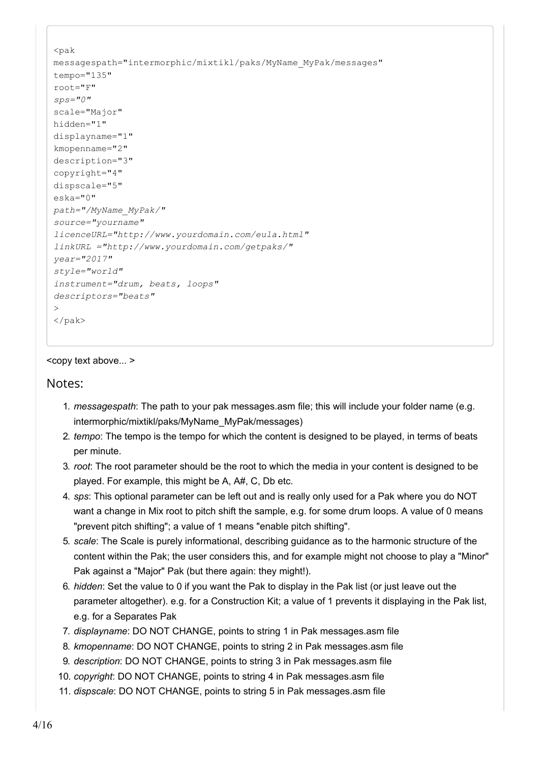```
<pak
messagespath="intermorphic/mixtikl/paks/MyName_MyPak/messages"
tempo="135"
root="F"
sps="0"
scale="Major"
hidden="1"
displayname="1"
kmopenname="2"
description="3"
copyright="4"
dispscale="5"
eska="0"
path="/MyName_MyPak/"
source="yourname"
licenceURL="http://www.yourdomain.com/eula.html"
linkURL ="http://www.yourdomain.com/getpaks/"
year="2017"
style="world"
instrument="drum, beats, loops"
descriptors="beats"
>
</pak>
```

<copy text above... >

## Notes:

1. *messagespath*: The path to your pak messages.asm file; this will include your folder name (e.g. intermorphic/mixtikl/paks/MyName_MyPak/messages)
2. *tempo*: The tempo is the tempo for which the content is designed to be played, in terms of beats per minute.
3. *root*: The root parameter should be the root to which the media in your content is designed to be played. For example, this might be A, A#, C, Db etc.
4. *sps*: This optional parameter can be left out and is really only used for a Pak where you do NOT want a change in Mix root to pitch shift the sample, e.g. for some drum loops. A value of 0 means "prevent pitch shifting"; a value of 1 means "enable pitch shifting".
5. *scale*: The Scale is purely informational, describing guidance as to the harmonic structure of the content within the Pak; the user considers this, and for example might not choose to play a "Minor" Pak against a "Major" Pak (but there again: they might!).
6. *hidden*: Set the value to 0 if you want the Pak to display in the Pak list (or just leave out the parameter altogether). e.g. for a Construction Kit; a value of 1 prevents it displaying in the Pak list, e.g. for a Separates Pak
7. *displayname*: DO NOT CHANGE, points to string 1 in Pak messages.asm file
8. *kmopenname*: DO NOT CHANGE, points to string 2 in Pak messages.asm file
9. *description*: DO NOT CHANGE, points to string 3 in Pak messages.asm file
10. *copyright*: DO NOT CHANGE, points to string 4 in Pak messages.asm file
11. *dispscale*: DO NOT CHANGE, points to string 5 in Pak messages.asm file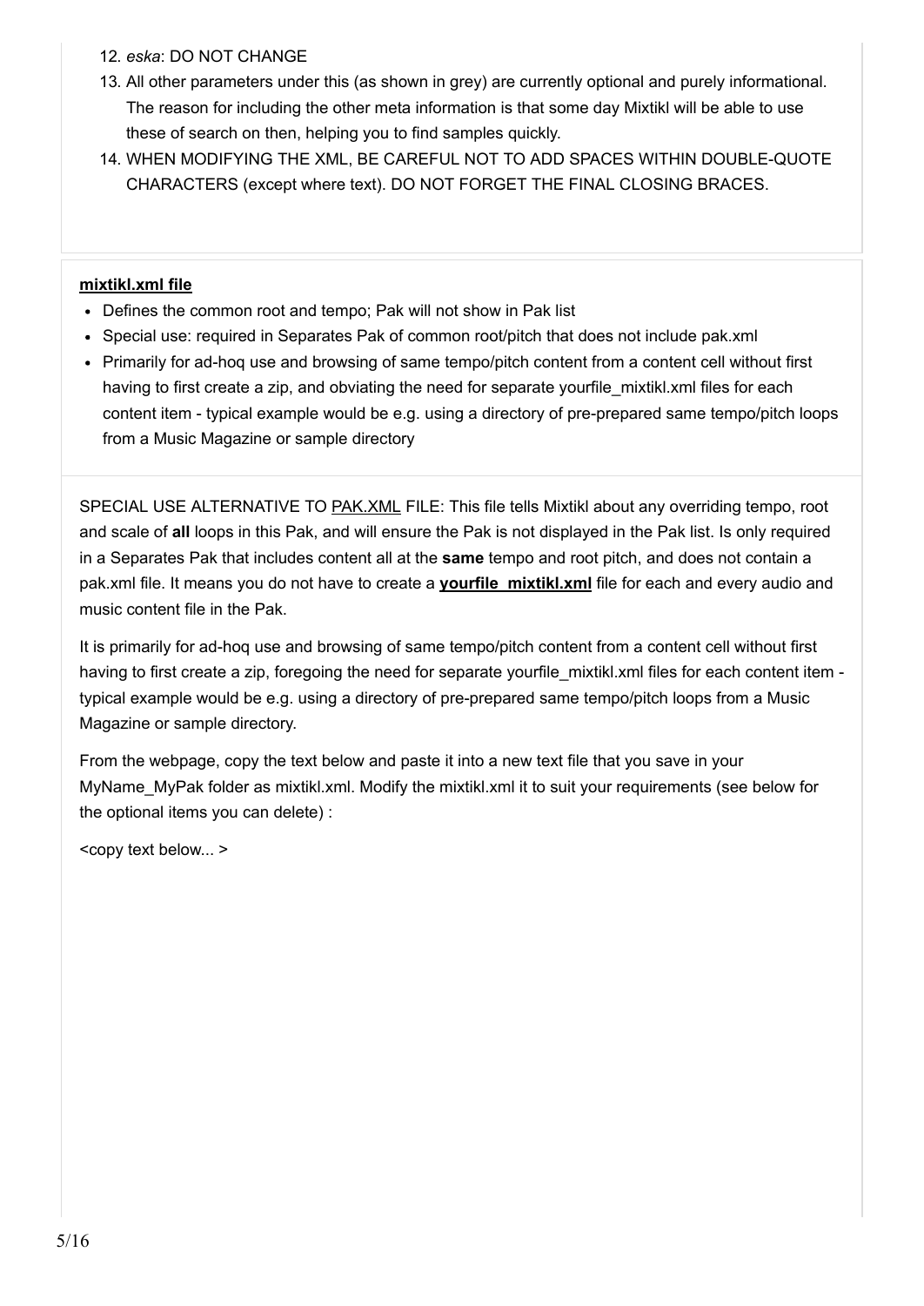12. *eska*: DO NOT CHANGE
13. All other parameters under this (as shown in grey) are currently optional and purely informational. The reason for including the other meta information is that some day Mixtikl will be able to use these of search on then, helping you to find samples quickly.
14. WHEN MODIFYING THE XML, BE CAREFUL NOT TO ADD SPACES WITHIN DOUBLE-QUOTE CHARACTERS (except where text). DO NOT FORGET THE FINAL CLOSING BRACES.

**mixtikl.xml file**

- Defines the common root and tempo; Pak will not show in Pak list
- Special use: required in Separates Pak of common root/pitch that does not include pak.xml
- Primarily for ad-hoq use and browsing of same tempo/pitch content from a content cell without first having to first create a zip, and obviating the need for separate yourfile_mixtikl.xml files for each content item - typical example would be e.g. using a directory of pre-prepared same tempo/pitch loops from a Music Magazine or sample directory

SPECIAL USE ALTERNATIVE TO PAK.XML FILE: This file tells Mixtikl about any overriding tempo, root and scale of **all** loops in this Pak, and will ensure the Pak is not displayed in the Pak list. Is only required in a Separates Pak that includes content all at the **same** tempo and root pitch, and does not contain a pak.xml file. It means you do not have to create a **yourfile_mixtikl.xml** file for each and every audio and music content file in the Pak.

It is primarily for ad-hoq use and browsing of same tempo/pitch content from a content cell without first having to first create a zip, foregoing the need for separate yourfile_mixtikl.xml files for each content item - typical example would be e.g. using a directory of pre-prepared same tempo/pitch loops from a Music Magazine or sample directory.

From the webpage, copy the text below and paste it into a new text file that you save in your MyName_MyPak folder as mixtikl.xml. Modify the mixtikl.xml it to suit your requirements (see below for the optional items you can delete) :

<copy text below... >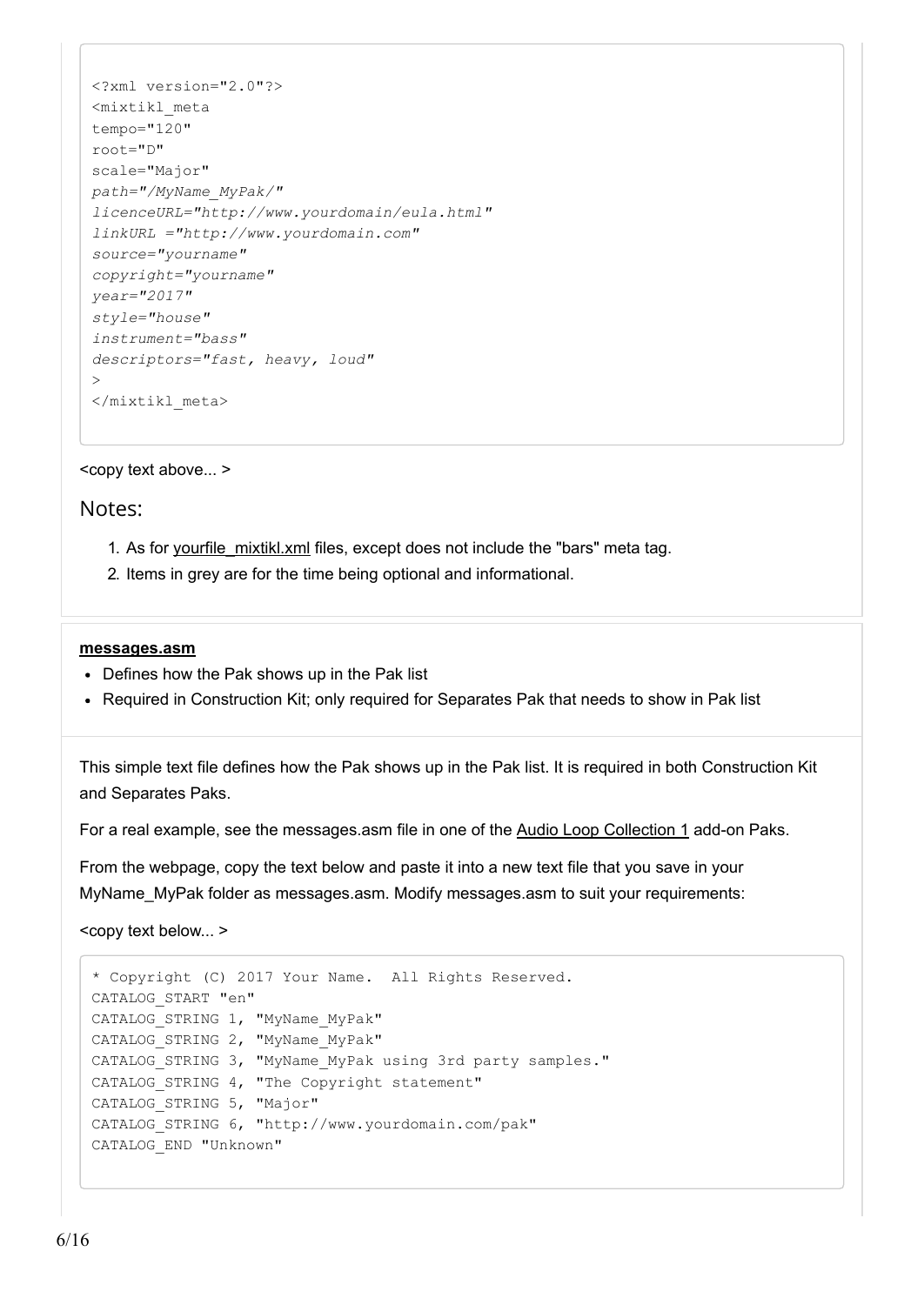```
<?xml version="2.0"?>
<mixtikl_meta
tempo="120"
root="D"
scale="Major"
path="/MyName_MyPak/"
licenceURL="http://www.yourdomain/eula.html"
linkURL ="http://www.yourdomain.com"
source="yourname"
copyright="yourname"
year="2017"
style="house"
instrument="bass"
descriptors="fast, heavy, loud"
>
</mixtikl_meta>
```

<copy text above... >

## Notes:

1. As for yourfile_mixtikl.xml files, except does not include the "bars" meta tag.
2. Items in grey are for the time being optional and informational.

**messages.asm**

- Defines how the Pak shows up in the Pak list
- Required in Construction Kit; only required for Separates Pak that needs to show in Pak list

This simple text file defines how the Pak shows up in the Pak list. It is required in both Construction Kit and Separates Paks.

For a real example, see the messages.asm file in one of the Audio Loop Collection 1 add-on Paks.

From the webpage, copy the text below and paste it into a new text file that you save in your MyName_MyPak folder as messages.asm. Modify messages.asm to suit your requirements:

<copy text below... >

```
* Copyright (C) 2017 Your Name.  All Rights Reserved.
CATALOG_START "en"
CATALOG_STRING 1, "MyName_MyPak"
CATALOG_STRING 2, "MyName_MyPak"
CATALOG_STRING 3, "MyName_MyPak using 3rd party samples."
CATALOG_STRING 4, "The Copyright statement"
CATALOG_STRING 5, "Major"
CATALOG_STRING 6, "http://www.yourdomain.com/pak"
CATALOG_END "Unknown"
```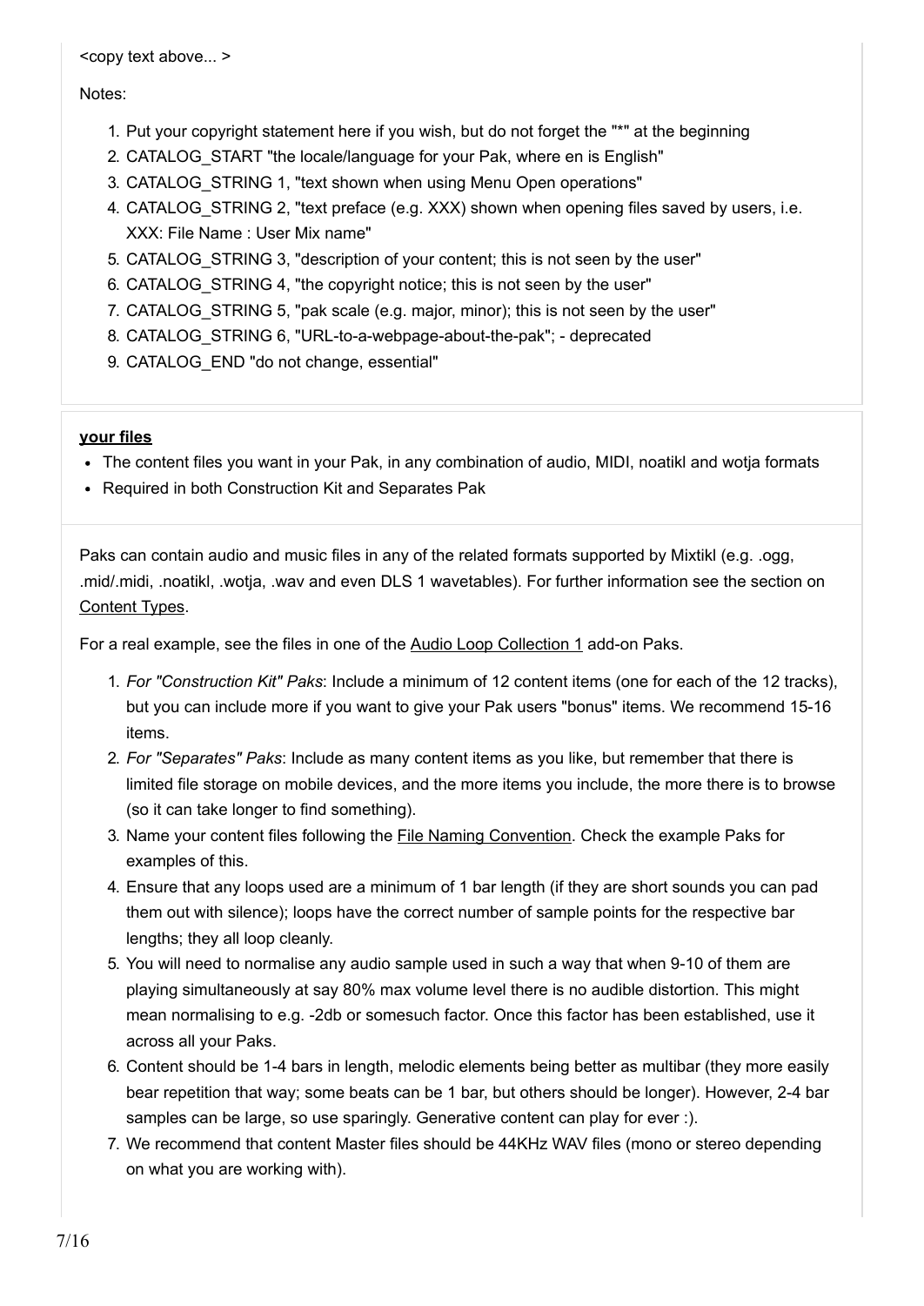<copy text above... >

Notes:

1. Put your copyright statement here if you wish, but do not forget the "*" at the beginning
2. CATALOG_START "the locale/language for your Pak, where en is English"
3. CATALOG_STRING 1, "text shown when using Menu Open operations"
4. CATALOG_STRING 2, "text preface (e.g. XXX) shown when opening files saved by users, i.e. XXX: File Name : User Mix name"
5. CATALOG_STRING 3, "description of your content; this is not seen by the user"
6. CATALOG_STRING 4, "the copyright notice; this is not seen by the user"
7. CATALOG_STRING 5, "pak scale (e.g. major, minor); this is not seen by the user"
8. CATALOG_STRING 6, "URL-to-a-webpage-about-the-pak"; - deprecated
9. CATALOG_END "do not change, essential"

**your files**

- The content files you want in your Pak, in any combination of audio, MIDI, noatikl and wotja formats
- Required in both Construction Kit and Separates Pak

Paks can contain audio and music files in any of the related formats supported by Mixtikl (e.g. .ogg, .mid/.midi, .noatikl, .wotja, .wav and even DLS 1 wavetables). For further information see the section on Content Types.

For a real example, see the files in one of the Audio Loop Collection 1 add-on Paks.

1. *For "Construction Kit" Paks*: Include a minimum of 12 content items (one for each of the 12 tracks), but you can include more if you want to give your Pak users "bonus" items. We recommend 15-16 items.
2. *For "Separates" Paks*: Include as many content items as you like, but remember that there is limited file storage on mobile devices, and the more items you include, the more there is to browse (so it can take longer to find something).
3. Name your content files following the File Naming Convention. Check the example Paks for examples of this.
4. Ensure that any loops used are a minimum of 1 bar length (if they are short sounds you can pad them out with silence); loops have the correct number of sample points for the respective bar lengths; they all loop cleanly.
5. You will need to normalise any audio sample used in such a way that when 9-10 of them are playing simultaneously at say 80% max volume level there is no audible distortion. This might mean normalising to e.g. -2db or somesuch factor. Once this factor has been established, use it across all your Paks.
6. Content should be 1-4 bars in length, melodic elements being better as multibar (they more easily bear repetition that way; some beats can be 1 bar, but others should be longer). However, 2-4 bar samples can be large, so use sparingly. Generative content can play for ever :).
7. We recommend that content Master files should be 44KHz WAV files (mono or stereo depending on what you are working with).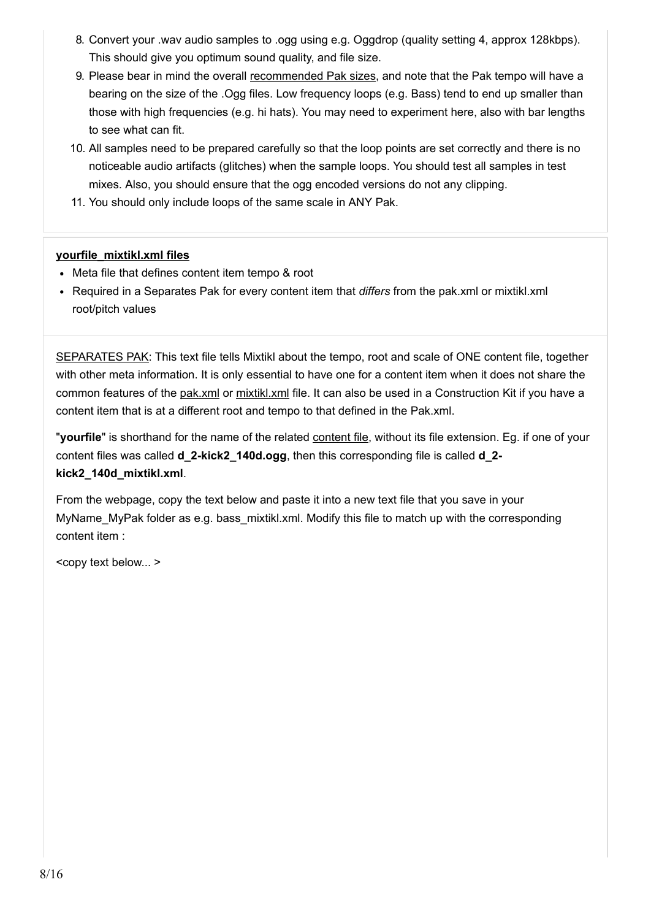8. Convert your .wav audio samples to .ogg using e.g. Oggdrop (quality setting 4, approx 128kbps). This should give you optimum sound quality, and file size.
9. Please bear in mind the overall recommended Pak sizes, and note that the Pak tempo will have a bearing on the size of the .Ogg files. Low frequency loops (e.g. Bass) tend to end up smaller than those with high frequencies (e.g. hi hats). You may need to experiment here, also with bar lengths to see what can fit.
10. All samples need to be prepared carefully so that the loop points are set correctly and there is no noticeable audio artifacts (glitches) when the sample loops. You should test all samples in test mixes. Also, you should ensure that the ogg encoded versions do not any clipping.
11. You should only include loops of the same scale in ANY Pak.

**yourfile_mixtikl.xml files**

- Meta file that defines content item tempo & root
- Required in a Separates Pak for every content item that *differs* from the pak.xml or mixtikl.xml root/pitch values

SEPARATES PAK: This text file tells Mixtikl about the tempo, root and scale of ONE content file, together with other meta information. It is only essential to have one for a content item when it does not share the common features of the pak.xml or mixtikl.xml file. It can also be used in a Construction Kit if you have a content item that is at a different root and tempo to that defined in the Pak.xml.

"**yourfile**" is shorthand for the name of the related content file, without its file extension. Eg. if one of your content files was called **d_2-kick2_140d.ogg**, then this corresponding file is called **d_2-kick2_140d_mixtikl.xml**.

From the webpage, copy the text below and paste it into a new text file that you save in your MyName_MyPak folder as e.g. bass_mixtikl.xml. Modify this file to match up with the corresponding content item :

<copy text below... >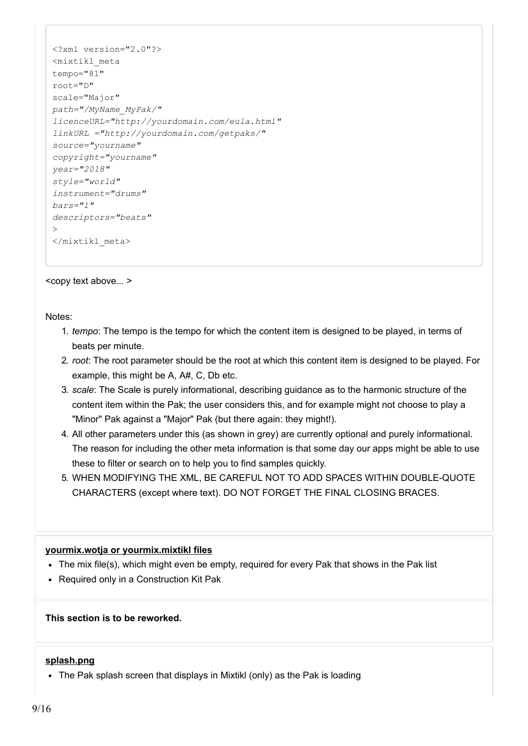```
<?xml version="2.0"?>
<mixtikl_meta
tempo="81"
root="D"
scale="Major"
path="/MyName_MyPak/"
licenceURL="http://yourdomain.com/eula.html"
linkURL ="http://yourdomain.com/getpaks/"
source="yourname"
copyright="yourname"
year="2018"
style="world"
instrument="drums"
bars="1"
descriptors="beats"
>
</mixtikl_meta>
```

<copy text above... >

Notes:

1. *tempo*: The tempo is the tempo for which the content item is designed to be played, in terms of beats per minute.
2. *root*: The root parameter should be the root at which this content item is designed to be played. For example, this might be A, A#, C, Db etc.
3. *scale*: The Scale is purely informational, describing guidance as to the harmonic structure of the content item within the Pak; the user considers this, and for example might not choose to play a "Minor" Pak against a "Major" Pak (but there again: they might!).
4. All other parameters under this (as shown in grey) are currently optional and purely informational. The reason for including the other meta information is that some day our apps might be able to use these to filter or search on to help you to find samples quickly.
5. WHEN MODIFYING THE XML, BE CAREFUL NOT TO ADD SPACES WITHIN DOUBLE-QUOTE CHARACTERS (except where text). DO NOT FORGET THE FINAL CLOSING BRACES.

**yourmix.wotja or yourmix.mixtikl files**

- The mix file(s), which might even be empty, required for every Pak that shows in the Pak list
- Required only in a Construction Kit Pak

**This section is to be reworked.**

**splash.png**

- The Pak splash screen that displays in Mixtikl (only) as the Pak is loading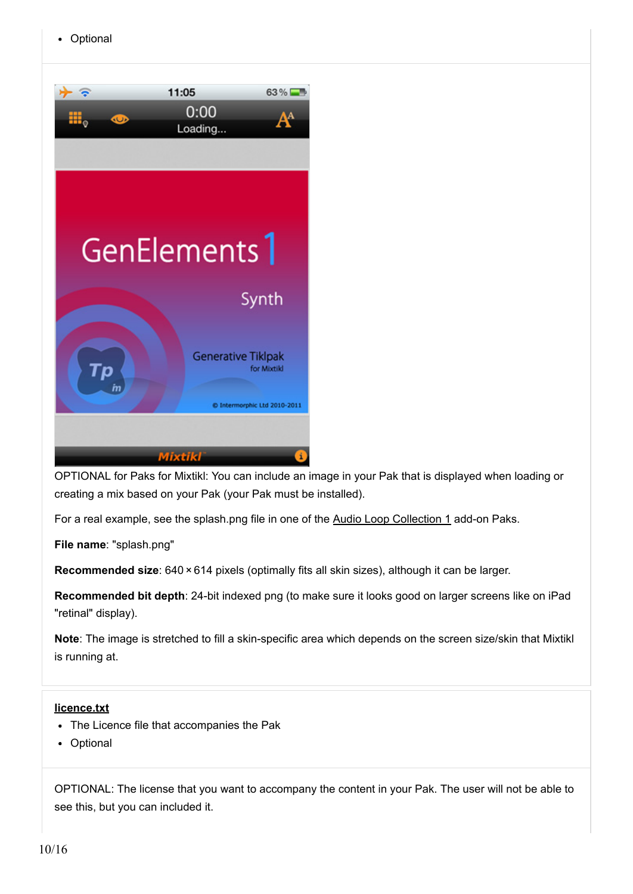- Optional

OPTIONAL for Paks for Mixtikl: You can include an image in your Pak that is displayed when loading or creating a mix based on your Pak (your Pak must be installed).

For a real example, see the splash.png file in one of the Audio Loop Collection 1 add-on Paks.

**File name**: "splash.png"

**Recommended size**: 640 × 614 pixels (optimally fits all skin sizes), although it can be larger.

**Recommended bit depth**: 24-bit indexed png (to make sure it looks good on larger screens like on iPad "retinal" display).

**Note**: The image is stretched to fill a skin-specific area which depends on the screen size/skin that Mixtikl is running at.

**licence.txt**

- The Licence file that accompanies the Pak
- Optional

OPTIONAL: The license that you want to accompany the content in your Pak. The user will not be able to see this, but you can included it.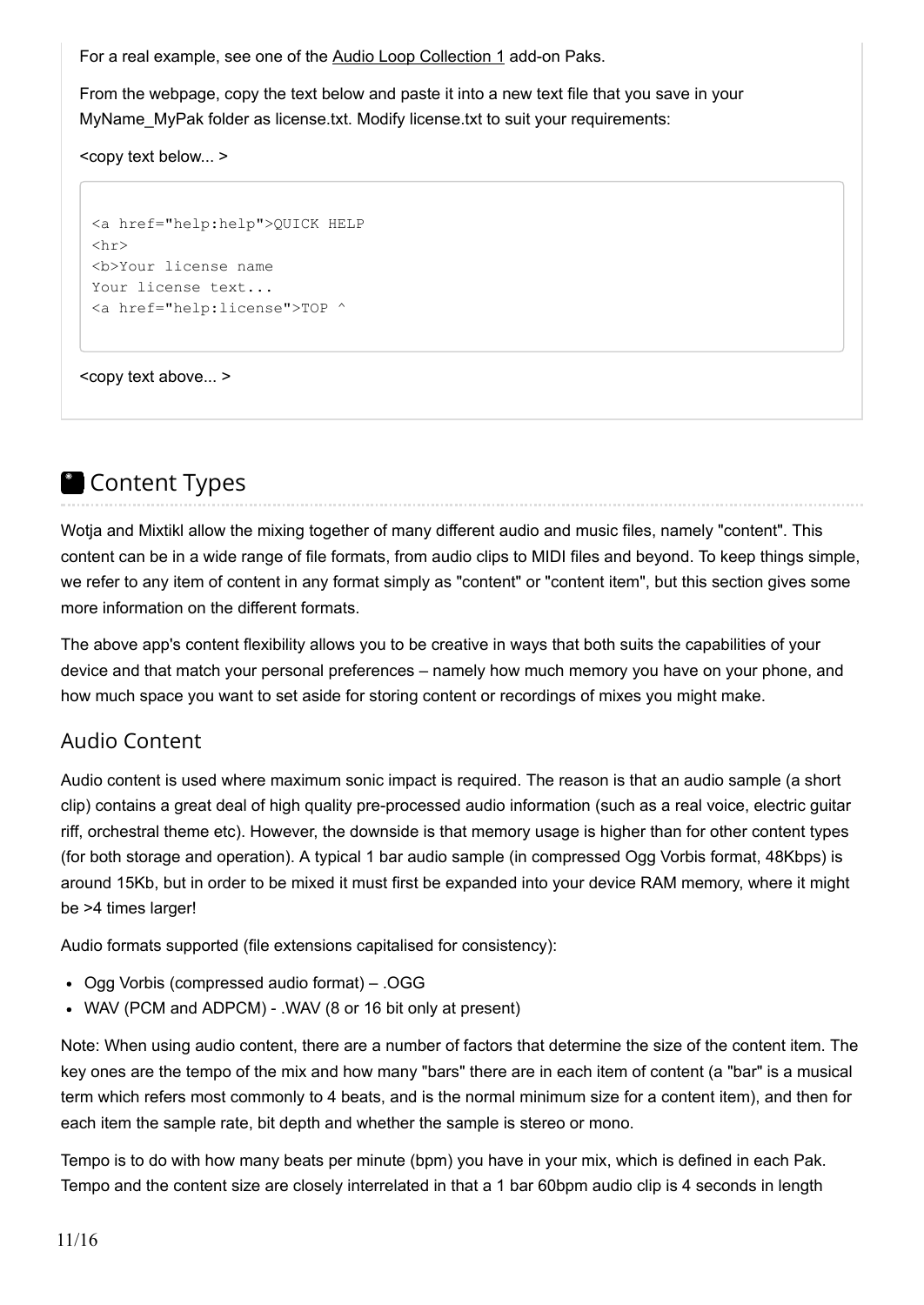For a real example, see one of the Audio Loop Collection 1 add-on Paks.

From the webpage, copy the text below and paste it into a new text file that you save in your MyName_MyPak folder as license.txt. Modify license.txt to suit your requirements:

<copy text below... >

```
<a href="help:help">QUICK HELP
<hr>
<b>Your license name
Your license text...
<a href="help:license">TOP ^
```

<copy text above... >

## Content Types

Wotja and Mixtikl allow the mixing together of many different audio and music files, namely "content". This content can be in a wide range of file formats, from audio clips to MIDI files and beyond. To keep things simple, we refer to any item of content in any format simply as "content" or "content item", but this section gives some more information on the different formats.

The above app's content flexibility allows you to be creative in ways that both suits the capabilities of your device and that match your personal preferences – namely how much memory you have on your phone, and how much space you want to set aside for storing content or recordings of mixes you might make.

### Audio Content

Audio content is used where maximum sonic impact is required. The reason is that an audio sample (a short clip) contains a great deal of high quality pre-processed audio information (such as a real voice, electric guitar riff, orchestral theme etc). However, the downside is that memory usage is higher than for other content types (for both storage and operation). A typical 1 bar audio sample (in compressed Ogg Vorbis format, 48Kbps) is around 15Kb, but in order to be mixed it must first be expanded into your device RAM memory, where it might be >4 times larger!

Audio formats supported (file extensions capitalised for consistency):

- Ogg Vorbis (compressed audio format) – .OGG
- WAV (PCM and ADPCM) - .WAV (8 or 16 bit only at present)

Note: When using audio content, there are a number of factors that determine the size of the content item. The key ones are the tempo of the mix and how many "bars" there are in each item of content (a "bar" is a musical term which refers most commonly to 4 beats, and is the normal minimum size for a content item), and then for each item the sample rate, bit depth and whether the sample is stereo or mono.

Tempo is to do with how many beats per minute (bpm) you have in your mix, which is defined in each Pak. Tempo and the content size are closely interrelated in that a 1 bar 60bpm audio clip is 4 seconds in length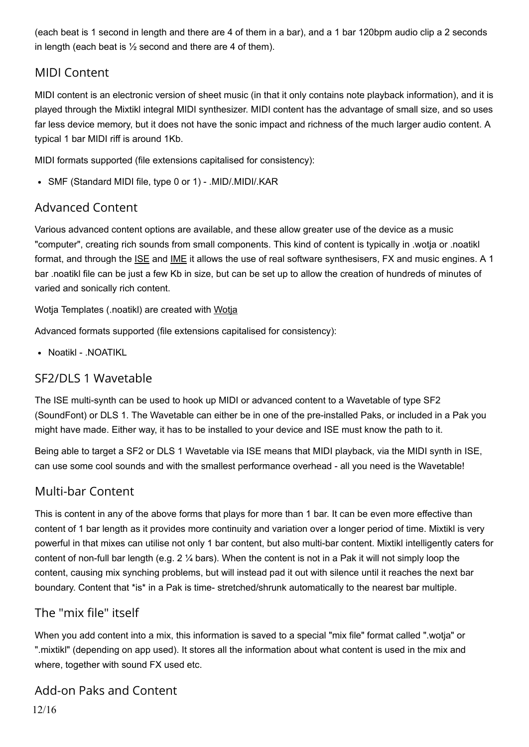(each beat is 1 second in length and there are 4 of them in a bar), and a 1 bar 120bpm audio clip a 2 seconds in length (each beat is ½ second and there are 4 of them).

## MIDI Content

MIDI content is an electronic version of sheet music (in that it only contains note playback information), and it is played through the Mixtikl integral MIDI synthesizer. MIDI content has the advantage of small size, and so uses far less device memory, but it does not have the sonic impact and richness of the much larger audio content. A typical 1 bar MIDI riff is around 1Kb.

MIDI formats supported (file extensions capitalised for consistency):

- SMF (Standard MIDI file, type 0 or 1) - .MID/.MIDI/.KAR

## Advanced Content

Various advanced content options are available, and these allow greater use of the device as a music "computer", creating rich sounds from small components. This kind of content is typically in .wotja or .noatikl format, and through the ISE and IME it allows the use of real software synthesisers, FX and music engines. A 1 bar .noatikl file can be just a few Kb in size, but can be set up to allow the creation of hundreds of minutes of varied and sonically rich content.

Wotja Templates (.noatikl) are created with Wotja

Advanced formats supported (file extensions capitalised for consistency):

- Noatikl - .NOATIKL

## SF2/DLS 1 Wavetable

The ISE multi-synth can be used to hook up MIDI or advanced content to a Wavetable of type SF2 (SoundFont) or DLS 1. The Wavetable can either be in one of the pre-installed Paks, or included in a Pak you might have made. Either way, it has to be installed to your device and ISE must know the path to it.

Being able to target a SF2 or DLS 1 Wavetable via ISE means that MIDI playback, via the MIDI synth in ISE, can use some cool sounds and with the smallest performance overhead - all you need is the Wavetable!

## Multi-bar Content

This is content in any of the above forms that plays for more than 1 bar. It can be even more effective than content of 1 bar length as it provides more continuity and variation over a longer period of time. Mixtikl is very powerful in that mixes can utilise not only 1 bar content, but also multi-bar content. Mixtikl intelligently caters for content of non-full bar length (e.g. 2 ¼ bars). When the content is not in a Pak it will not simply loop the content, causing mix synching problems, but will instead pad it out with silence until it reaches the next bar boundary. Content that *is* in a Pak is time- stretched/shrunk automatically to the nearest bar multiple.

## The "mix file" itself

When you add content into a mix, this information is saved to a special "mix file" format called ".wotja" or ".mixtikl" (depending on app used). It stores all the information about what content is used in the mix and where, together with sound FX used etc.

## Add-on Paks and Content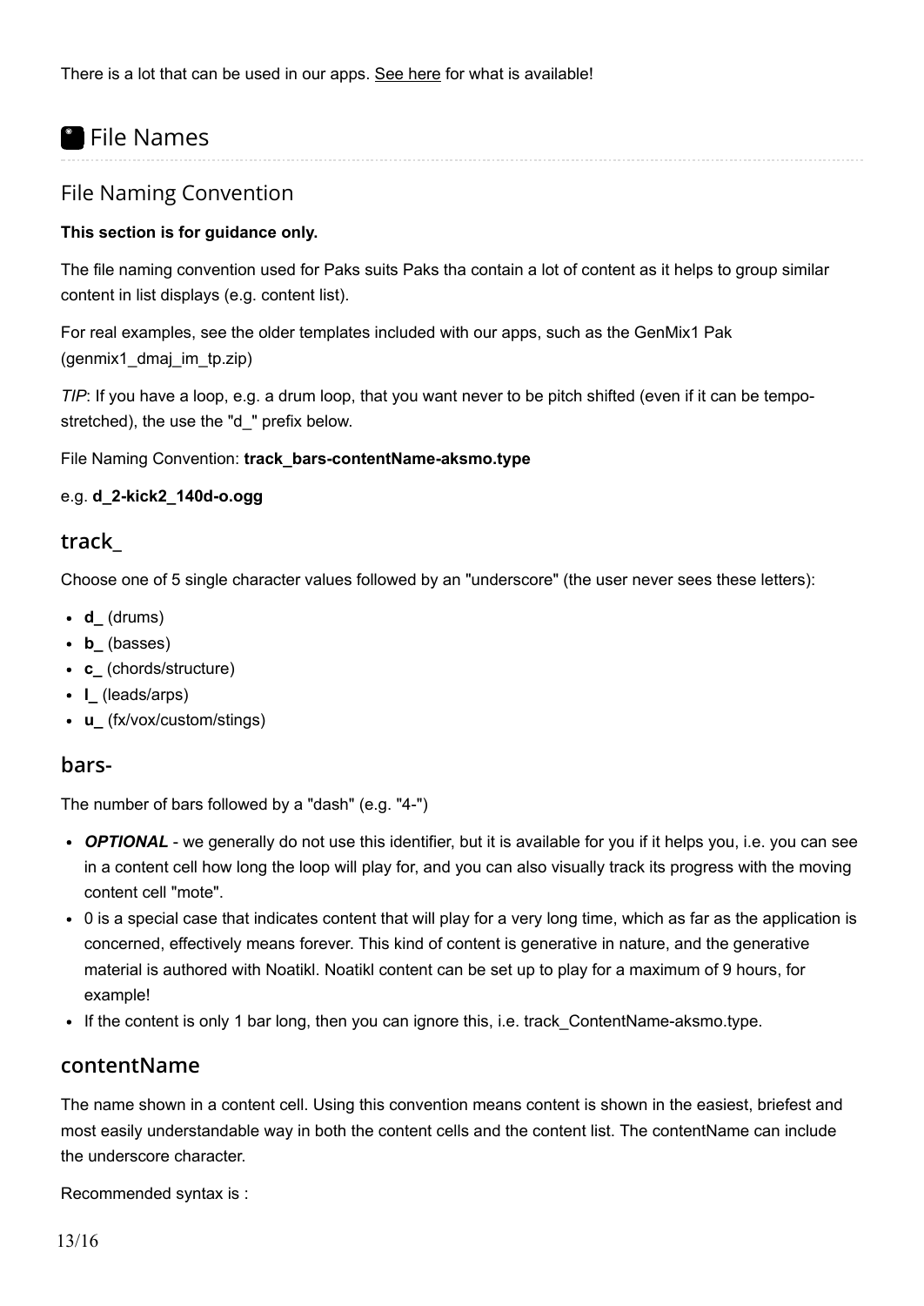There is a lot that can be used in our apps. See here for what is available!

# File Names

## File Naming Convention

**This section is for guidance only.**

The file naming convention used for Paks suits Paks tha contain a lot of content as it helps to group similar content in list displays (e.g. content list).

For real examples, see the older templates included with our apps, such as the GenMix1 Pak (genmix1_dmaj_im_tp.zip)

*TIP*: If you have a loop, e.g. a drum loop, that you want never to be pitch shifted (even if it can be tempo-stretched), the use the "d_" prefix below.

File Naming Convention: **track_bars-contentName-aksmo.type**

e.g. **d_2-kick2_140d-o.ogg**

### track_

Choose one of 5 single character values followed by an "underscore" (the user never sees these letters):

- **d_** (drums)
- **b_** (basses)
- **c_** (chords/structure)
- **l_** (leads/arps)
- **u_** (fx/vox/custom/stings)

### bars-

The number of bars followed by a "dash" (e.g. "4-")

- ***OPTIONAL*** - we generally do not use this identifier, but it is available for you if it helps you, i.e. you can see in a content cell how long the loop will play for, and you can also visually track its progress with the moving content cell "mote".
- 0 is a special case that indicates content that will play for a very long time, which as far as the application is concerned, effectively means forever. This kind of content is generative in nature, and the generative material is authored with Noatikl. Noatikl content can be set up to play for a maximum of 9 hours, for example!
- If the content is only 1 bar long, then you can ignore this, i.e. track_ContentName-aksmo.type.

### contentName

The name shown in a content cell. Using this convention means content is shown in the easiest, briefest and most easily understandable way in both the content cells and the content list. The contentName can include the underscore character.

Recommended syntax is :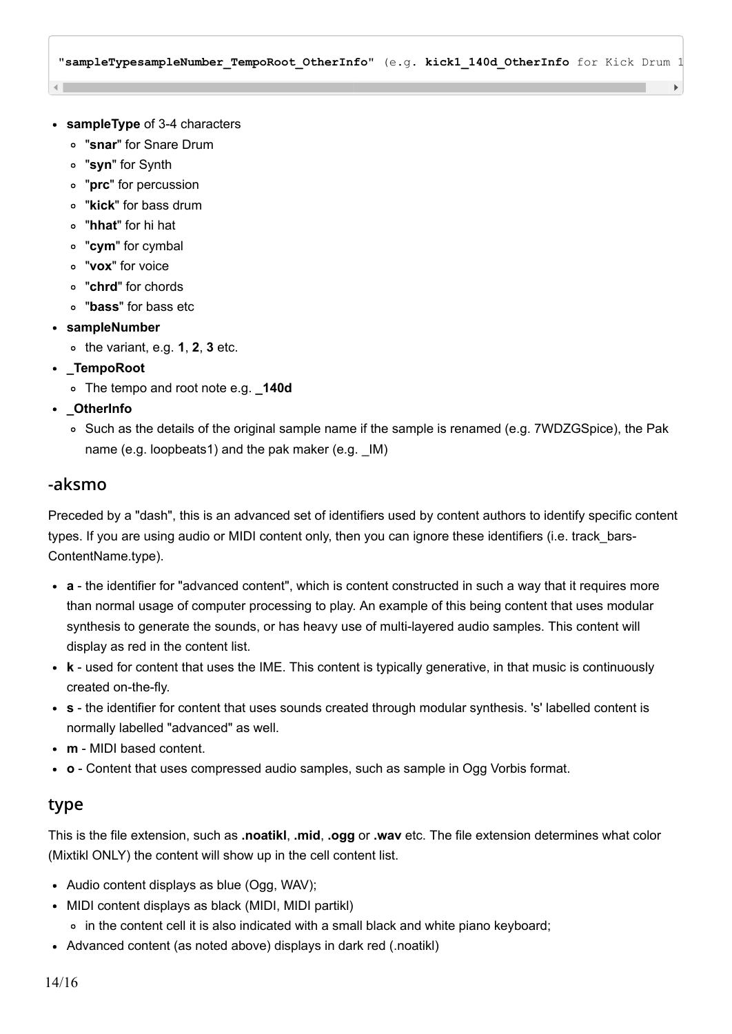```
"sampleTypesampleNumber_TempoRoot_OtherInfo" (e.g. kick1_140d_OtherInfo for Kick Drum 1
```

- **sampleType** of 3-4 characters
  - "**snar**" for Snare Drum
  - "**syn**" for Synth
  - "**prc**" for percussion
  - "**kick**" for bass drum
  - "**hhat**" for hi hat
  - "**cym**" for cymbal
  - "**vox**" for voice
  - "**chrd**" for chords
  - "**bass**" for bass etc
- **sampleNumber**
  - the variant, e.g. **1**, **2**, **3** etc.
- **_TempoRoot**
  - The tempo and root note e.g. **_140d**
- **_OtherInfo**
  - Such as the details of the original sample name if the sample is renamed (e.g. 7WDZGSpice), the Pak name (e.g. loopbeats1) and the pak maker (e.g. _IM)

## -aksmo

Preceded by a "dash", this is an advanced set of identifiers used by content authors to identify specific content types. If you are using audio or MIDI content only, then you can ignore these identifiers (i.e. track_bars-ContentName.type).

- **a** - the identifier for "advanced content", which is content constructed in such a way that it requires more than normal usage of computer processing to play. An example of this being content that uses modular synthesis to generate the sounds, or has heavy use of multi-layered audio samples. This content will display as red in the content list.
- **k** - used for content that uses the IME. This content is typically generative, in that music is continuously created on-the-fly.
- **s** - the identifier for content that uses sounds created through modular synthesis. 's' labelled content is normally labelled "advanced" as well.
- **m** - MIDI based content.
- **o** - Content that uses compressed audio samples, such as sample in Ogg Vorbis format.

## type

This is the file extension, such as **.noatikl**, **.mid**, **.ogg** or **.wav** etc. The file extension determines what color (Mixtikl ONLY) the content will show up in the cell content list.

- Audio content displays as blue (Ogg, WAV);
- MIDI content displays as black (MIDI, MIDI partikl)
  - in the content cell it is also indicated with a small black and white piano keyboard;
- Advanced content (as noted above) displays in dark red (.noatikl)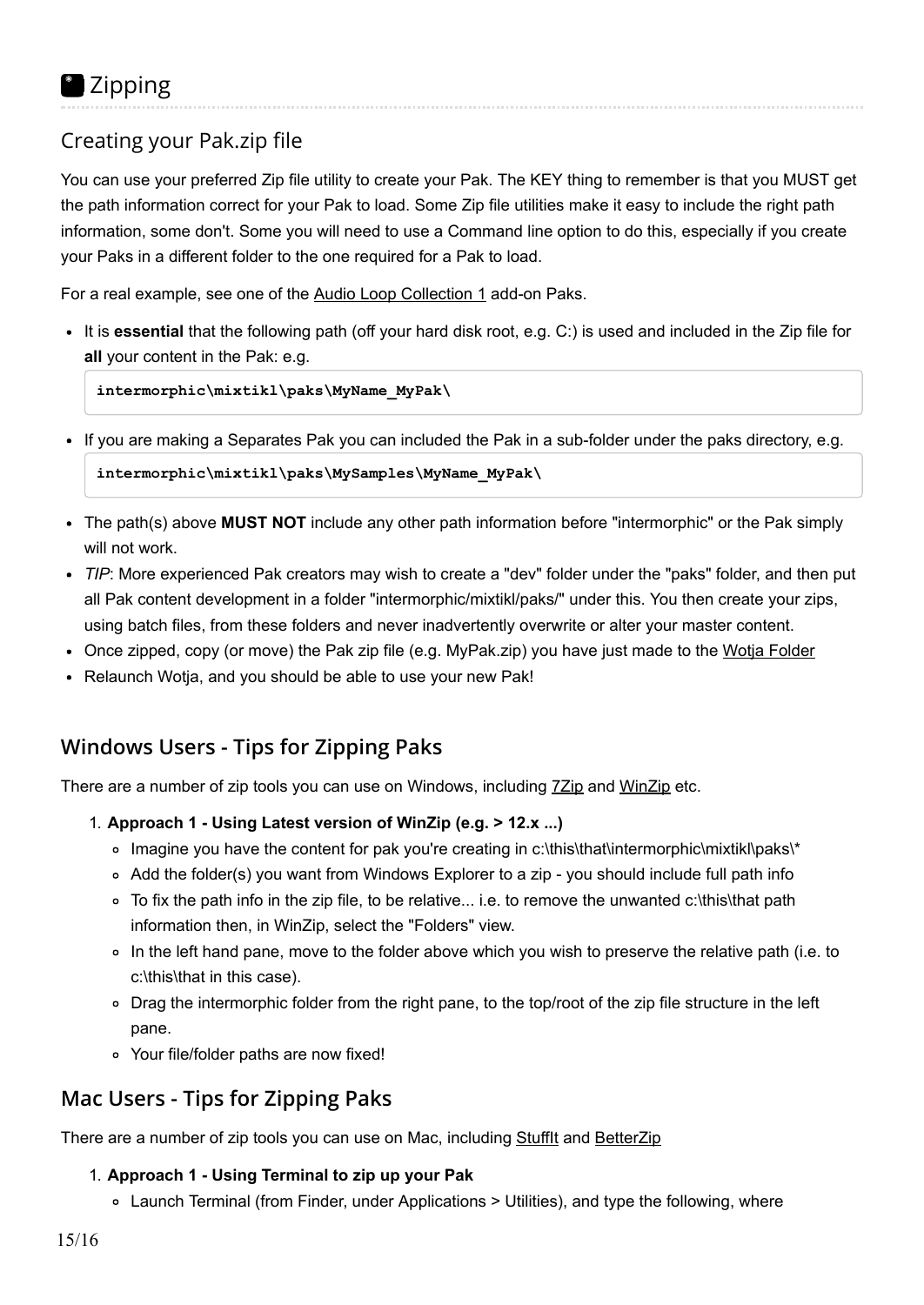## Zipping

### Creating your Pak.zip file

You can use your preferred Zip file utility to create your Pak. The KEY thing to remember is that you MUST get the path information correct for your Pak to load. Some Zip file utilities make it easy to include the right path information, some don't. Some you will need to use a Command line option to do this, especially if you create your Paks in a different folder to the one required for a Pak to load.

For a real example, see one of the Audio Loop Collection 1 add-on Paks.

- It is **essential** that the following path (off your hard disk root, e.g. C:) is used and included in the Zip file for **all** your content in the Pak: e.g.

```
intermorphic\mixtikl\paks\MyName_MyPak\
```

- If you are making a Separates Pak you can included the Pak in a sub-folder under the paks directory, e.g.

```
intermorphic\mixtikl\paks\MySamples\MyName_MyPak\
```

- The path(s) above **MUST NOT** include any other path information before "intermorphic" or the Pak simply will not work.
- *TIP*: More experienced Pak creators may wish to create a "dev" folder under the "paks" folder, and then put all Pak content development in a folder "intermorphic/mixtikl/paks/" under this. You then create your zips, using batch files, from these folders and never inadvertently overwrite or alter your master content.
- Once zipped, copy (or move) the Pak zip file (e.g. MyPak.zip) you have just made to the Wotja Folder
- Relaunch Wotja, and you should be able to use your new Pak!

### Windows Users - Tips for Zipping Paks

There are a number of zip tools you can use on Windows, including 7Zip and WinZip etc.

1. **Approach 1 - Using Latest version of WinZip (e.g. > 12.x ...)**
   - Imagine you have the content for pak you're creating in c:\this\that\intermorphic\mixtikl\paks\*
   - Add the folder(s) you want from Windows Explorer to a zip - you should include full path info
   - To fix the path info in the zip file, to be relative... i.e. to remove the unwanted c:\this\that path information then, in WinZip, select the "Folders" view.
   - In the left hand pane, move to the folder above which you wish to preserve the relative path (i.e. to c:\this\that in this case).
   - Drag the intermorphic folder from the right pane, to the top/root of the zip file structure in the left pane.
   - Your file/folder paths are now fixed!

### Mac Users - Tips for Zipping Paks

There are a number of zip tools you can use on Mac, including StuffIt and BetterZip

1. **Approach 1 - Using Terminal to zip up your Pak**
   - Launch Terminal (from Finder, under Applications > Utilities), and type the following, where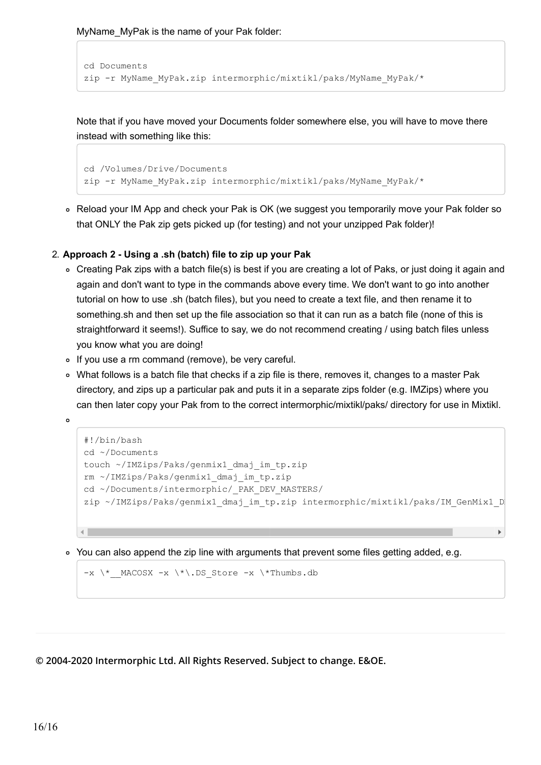MyName_MyPak is the name of your Pak folder:

```
cd Documents
zip -r MyName_MyPak.zip intermorphic/mixtikl/paks/MyName_MyPak/*
```

Note that if you have moved your Documents folder somewhere else, you will have to move there instead with something like this:

```
cd /Volumes/Drive/Documents
zip -r MyName_MyPak.zip intermorphic/mixtikl/paks/MyName_MyPak/*
```

- Reload your IM App and check your Pak is OK (we suggest you temporarily move your Pak folder so that ONLY the Pak zip gets picked up (for testing) and not your unzipped Pak folder)!

2. **Approach 2 - Using a .sh (batch) file to zip up your Pak**
   - Creating Pak zips with a batch file(s) is best if you are creating a lot of Paks, or just doing it again and again and don't want to type in the commands above every time. We don't want to go into another tutorial on how to use .sh (batch files), but you need to create a text file, and then rename it to something.sh and then set up the file association so that it can run as a batch file (none of this is straightforward it seems!). Suffice to say, we do not recommend creating / using batch files unless you know what you are doing!
   - If you use a rm command (remove), be very careful.
   - What follows is a batch file that checks if a zip file is there, removes it, changes to a master Pak directory, and zips up a particular pak and puts it in a separate zips folder (e.g. IMZips) where you can then later copy your Pak from to the correct intermorphic/mixtikl/paks/ directory for use in Mixtikl.
   - 

```
#!/bin/bash
cd ~/Documents
touch ~/IMZips/Paks/genmix1_dmaj_im_tp.zip
rm ~/IMZips/Paks/genmix1_dmaj_im_tp.zip
cd ~/Documents/intermorphic/_PAK_DEV_MASTERS/
zip ~/IMZips/Paks/genmix1_dmaj_im_tp.zip intermorphic/mixtikl/paks/IM_GenMix1_D
```

   - You can also append the zip line with arguments that prevent some files getting added, e.g.

```
-x \*__MACOSX -x \*\.DS_Store -x \*Thumbs.db
```

---

**© 2004-2020 Intermorphic Ltd. All Rights Reserved. Subject to change. E&OE.**